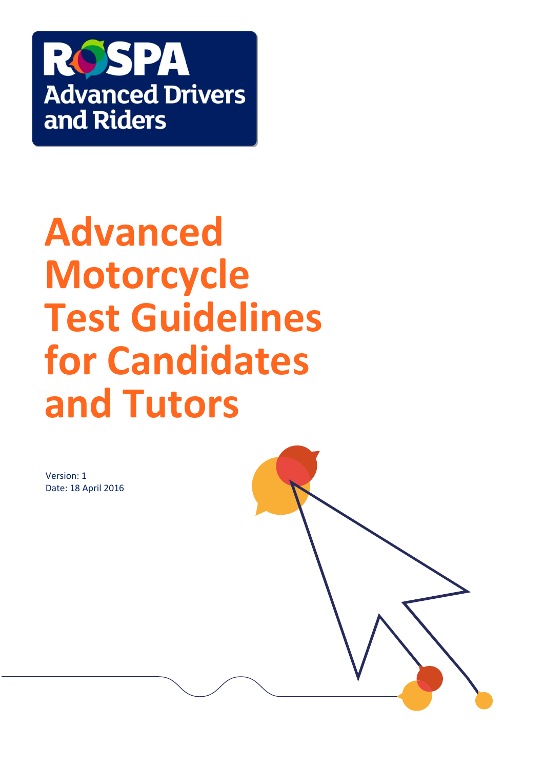RoSPA Advanced Drivers and Riders

# Advanced Motorcycle Test Guidelines for Candidates and Tutors

Version: 1
Date: 18 April 2016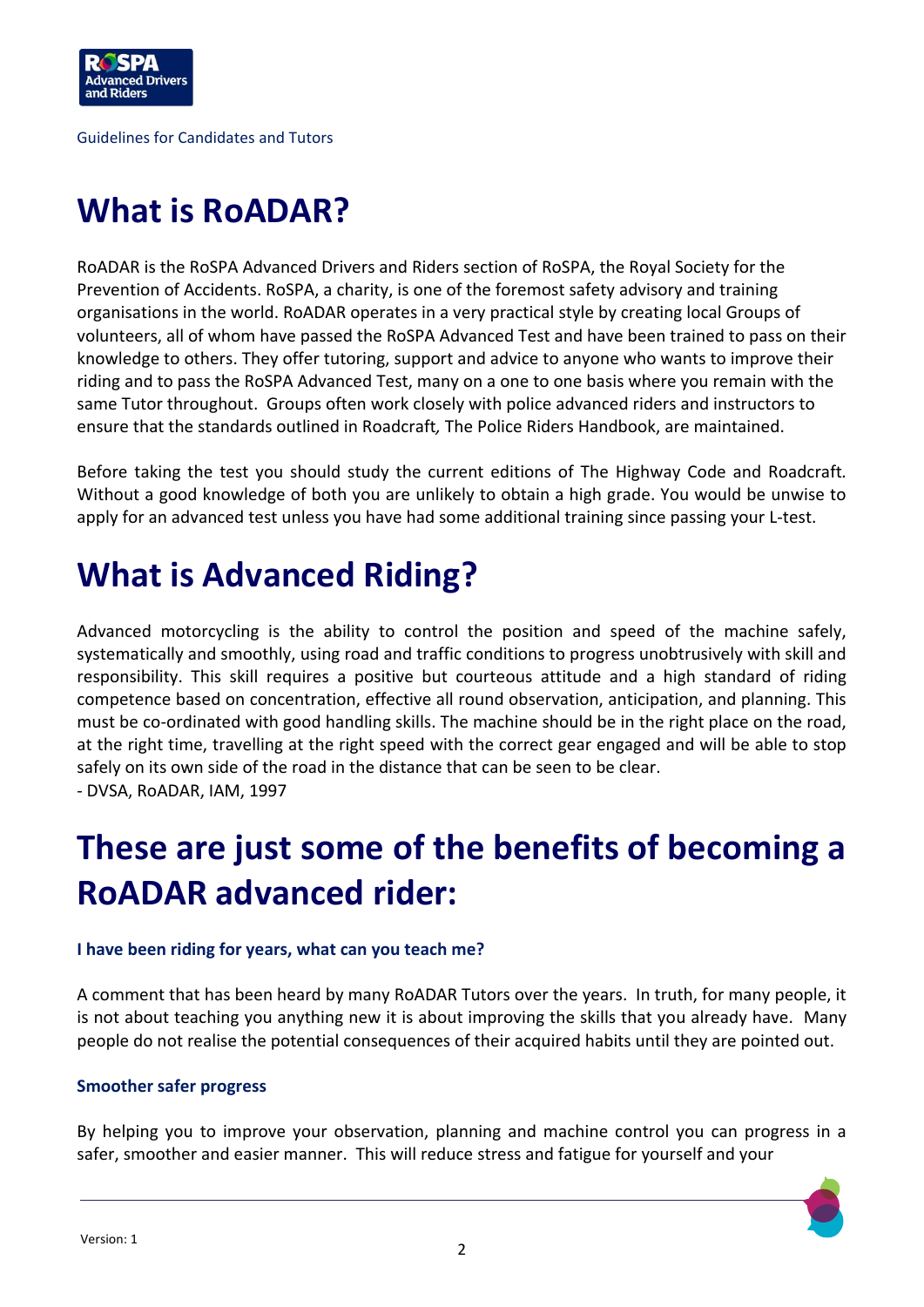# What is RoADAR?

RoADAR is the RoSPA Advanced Drivers and Riders section of RoSPA, the Royal Society for the Prevention of Accidents. RoSPA, a charity, is one of the foremost safety advisory and training organisations in the world. RoADAR operates in a very practical style by creating local Groups of volunteers, all of whom have passed the RoSPA Advanced Test and have been trained to pass on their knowledge to others. They offer tutoring, support and advice to anyone who wants to improve their riding and to pass the RoSPA Advanced Test, many on a one to one basis where you remain with the same Tutor throughout. Groups often work closely with police advanced riders and instructors to ensure that the standards outlined in Roadcraft*,* The Police Riders Handbook, are maintained.

Before taking the test you should study the current editions of The Highway Code and Roadcraft*.* Without a good knowledge of both you are unlikely to obtain a high grade. You would be unwise to apply for an advanced test unless you have had some additional training since passing your L-test.

# What is Advanced Riding?

Advanced motorcycling is the ability to control the position and speed of the machine safely, systematically and smoothly, using road and traffic conditions to progress unobtrusively with skill and responsibility. This skill requires a positive but courteous attitude and a high standard of riding competence based on concentration, effective all round observation, anticipation, and planning. This must be co-ordinated with good handling skills. The machine should be in the right place on the road, at the right time, travelling at the right speed with the correct gear engaged and will be able to stop safely on its own side of the road in the distance that can be seen to be clear.
- DVSA, RoADAR, IAM, 1997

# These are just some of the benefits of becoming a RoADAR advanced rider:

#### I have been riding for years, what can you teach me?

A comment that has been heard by many RoADAR Tutors over the years. In truth, for many people, it is not about teaching you anything new it is about improving the skills that you already have. Many people do not realise the potential consequences of their acquired habits until they are pointed out.

#### Smoother safer progress

By helping you to improve your observation, planning and machine control you can progress in a safer, smoother and easier manner. This will reduce stress and fatigue for yourself and your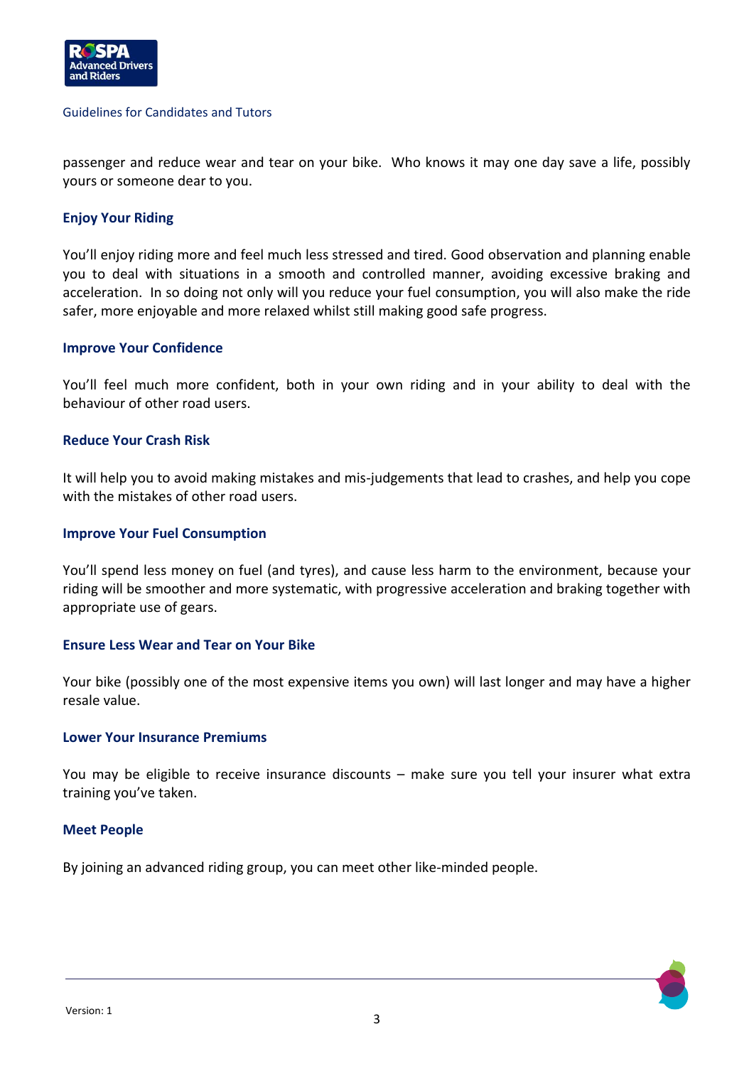passenger and reduce wear and tear on your bike. Who knows it may one day save a life, possibly yours or someone dear to you.

### Enjoy Your Riding

You'll enjoy riding more and feel much less stressed and tired. Good observation and planning enable you to deal with situations in a smooth and controlled manner, avoiding excessive braking and acceleration. In so doing not only will you reduce your fuel consumption, you will also make the ride safer, more enjoyable and more relaxed whilst still making good safe progress.

### Improve Your Confidence

You'll feel much more confident, both in your own riding and in your ability to deal with the behaviour of other road users.

### Reduce Your Crash Risk

It will help you to avoid making mistakes and mis-judgements that lead to crashes, and help you cope with the mistakes of other road users.

### Improve Your Fuel Consumption

You'll spend less money on fuel (and tyres), and cause less harm to the environment, because your riding will be smoother and more systematic, with progressive acceleration and braking together with appropriate use of gears.

### Ensure Less Wear and Tear on Your Bike

Your bike (possibly one of the most expensive items you own) will last longer and may have a higher resale value.

### Lower Your Insurance Premiums

You may be eligible to receive insurance discounts – make sure you tell your insurer what extra training you've taken.

### Meet People

By joining an advanced riding group, you can meet other like-minded people.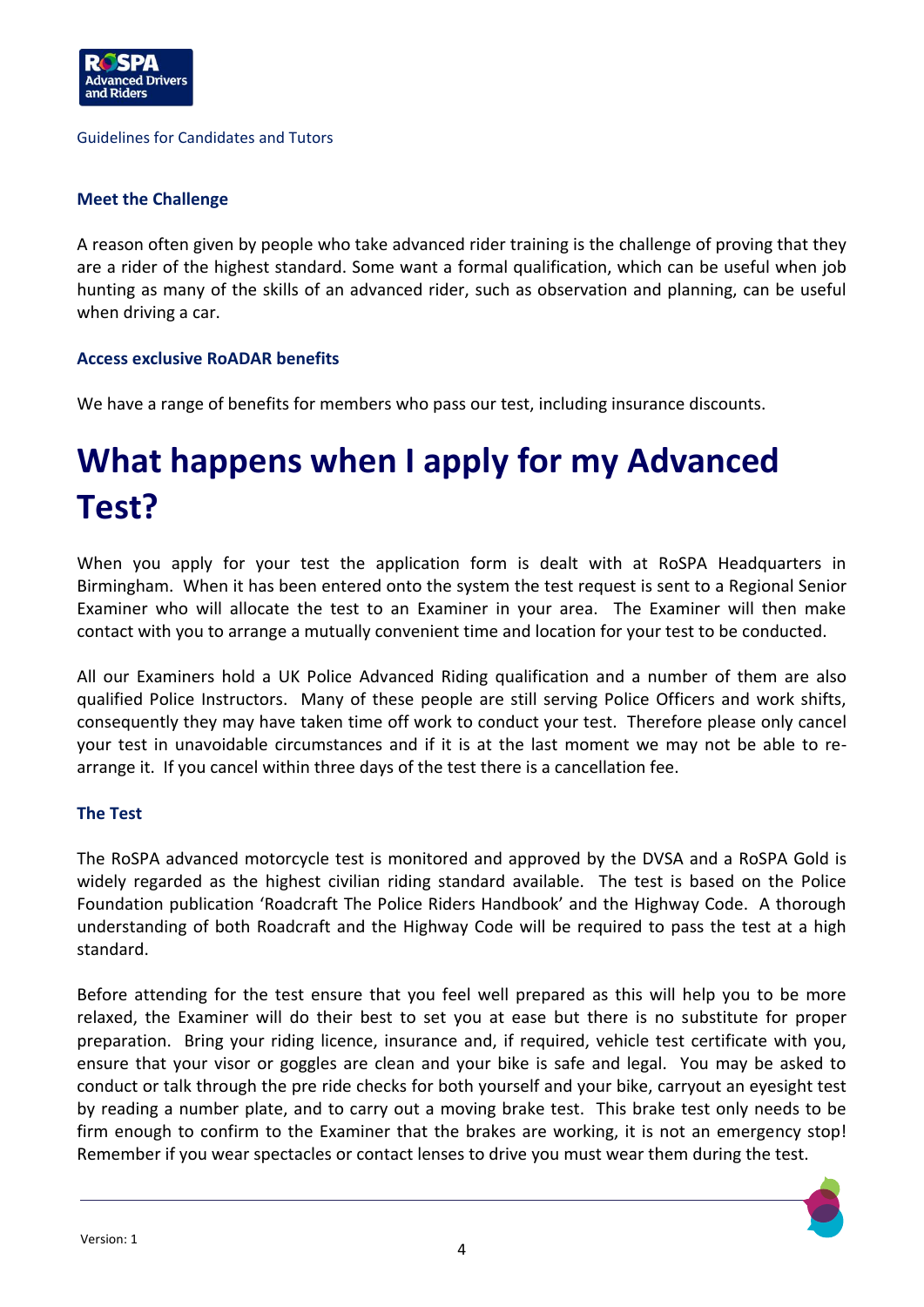### Meet the Challenge

A reason often given by people who take advanced rider training is the challenge of proving that they are a rider of the highest standard. Some want a formal qualification, which can be useful when job hunting as many of the skills of an advanced rider, such as observation and planning, can be useful when driving a car.

### Access exclusive RoADAR benefits

We have a range of benefits for members who pass our test, including insurance discounts.

# What happens when I apply for my Advanced Test?

When you apply for your test the application form is dealt with at RoSPA Headquarters in Birmingham. When it has been entered onto the system the test request is sent to a Regional Senior Examiner who will allocate the test to an Examiner in your area. The Examiner will then make contact with you to arrange a mutually convenient time and location for your test to be conducted.

All our Examiners hold a UK Police Advanced Riding qualification and a number of them are also qualified Police Instructors. Many of these people are still serving Police Officers and work shifts, consequently they may have taken time off work to conduct your test. Therefore please only cancel your test in unavoidable circumstances and if it is at the last moment we may not be able to re-arrange it. If you cancel within three days of the test there is a cancellation fee.

### The Test

The RoSPA advanced motorcycle test is monitored and approved by the DVSA and a RoSPA Gold is widely regarded as the highest civilian riding standard available. The test is based on the Police Foundation publication 'Roadcraft The Police Riders Handbook' and the Highway Code. A thorough understanding of both Roadcraft and the Highway Code will be required to pass the test at a high standard.

Before attending for the test ensure that you feel well prepared as this will help you to be more relaxed, the Examiner will do their best to set you at ease but there is no substitute for proper preparation. Bring your riding licence, insurance and, if required, vehicle test certificate with you, ensure that your visor or goggles are clean and your bike is safe and legal. You may be asked to conduct or talk through the pre ride checks for both yourself and your bike, carryout an eyesight test by reading a number plate, and to carry out a moving brake test. This brake test only needs to be firm enough to confirm to the Examiner that the brakes are working, it is not an emergency stop! Remember if you wear spectacles or contact lenses to drive you must wear them during the test.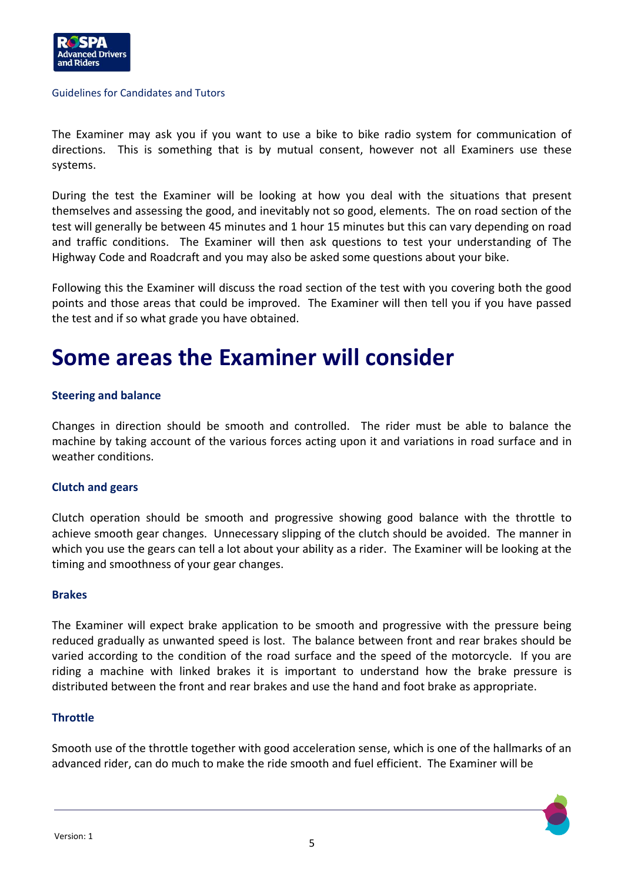The Examiner may ask you if you want to use a bike to bike radio system for communication of directions. This is something that is by mutual consent, however not all Examiners use these systems.

During the test the Examiner will be looking at how you deal with the situations that present themselves and assessing the good, and inevitably not so good, elements. The on road section of the test will generally be between 45 minutes and 1 hour 15 minutes but this can vary depending on road and traffic conditions. The Examiner will then ask questions to test your understanding of The Highway Code and Roadcraft and you may also be asked some questions about your bike.

Following this the Examiner will discuss the road section of the test with you covering both the good points and those areas that could be improved. The Examiner will then tell you if you have passed the test and if so what grade you have obtained.

# Some areas the Examiner will consider

### Steering and balance

Changes in direction should be smooth and controlled. The rider must be able to balance the machine by taking account of the various forces acting upon it and variations in road surface and in weather conditions.

### Clutch and gears

Clutch operation should be smooth and progressive showing good balance with the throttle to achieve smooth gear changes. Unnecessary slipping of the clutch should be avoided. The manner in which you use the gears can tell a lot about your ability as a rider. The Examiner will be looking at the timing and smoothness of your gear changes.

### Brakes

The Examiner will expect brake application to be smooth and progressive with the pressure being reduced gradually as unwanted speed is lost. The balance between front and rear brakes should be varied according to the condition of the road surface and the speed of the motorcycle. If you are riding a machine with linked brakes it is important to understand how the brake pressure is distributed between the front and rear brakes and use the hand and foot brake as appropriate.

### Throttle

Smooth use of the throttle together with good acceleration sense, which is one of the hallmarks of an advanced rider, can do much to make the ride smooth and fuel efficient. The Examiner will be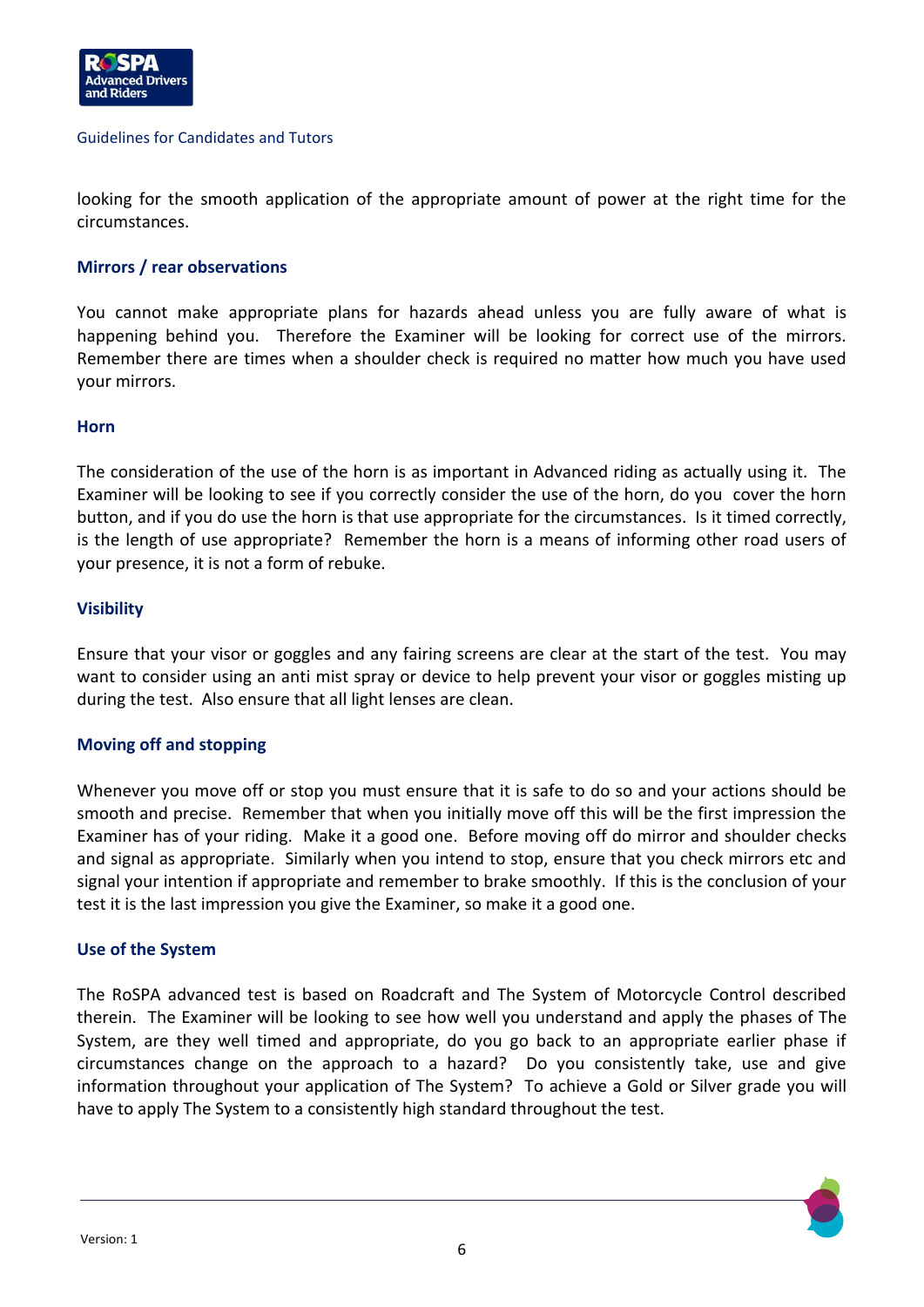looking for the smooth application of the appropriate amount of power at the right time for the circumstances.

### Mirrors / rear observations

You cannot make appropriate plans for hazards ahead unless you are fully aware of what is happening behind you. Therefore the Examiner will be looking for correct use of the mirrors. Remember there are times when a shoulder check is required no matter how much you have used your mirrors.

### Horn

The consideration of the use of the horn is as important in Advanced riding as actually using it. The Examiner will be looking to see if you correctly consider the use of the horn, do you cover the horn button, and if you do use the horn is that use appropriate for the circumstances. Is it timed correctly, is the length of use appropriate? Remember the horn is a means of informing other road users of your presence, it is not a form of rebuke.

### Visibility

Ensure that your visor or goggles and any fairing screens are clear at the start of the test. You may want to consider using an anti mist spray or device to help prevent your visor or goggles misting up during the test. Also ensure that all light lenses are clean.

### Moving off and stopping

Whenever you move off or stop you must ensure that it is safe to do so and your actions should be smooth and precise. Remember that when you initially move off this will be the first impression the Examiner has of your riding. Make it a good one. Before moving off do mirror and shoulder checks and signal as appropriate. Similarly when you intend to stop, ensure that you check mirrors etc and signal your intention if appropriate and remember to brake smoothly. If this is the conclusion of your test it is the last impression you give the Examiner, so make it a good one.

### Use of the System

The RoSPA advanced test is based on Roadcraft and The System of Motorcycle Control described therein. The Examiner will be looking to see how well you understand and apply the phases of The System, are they well timed and appropriate, do you go back to an appropriate earlier phase if circumstances change on the approach to a hazard? Do you consistently take, use and give information throughout your application of The System? To achieve a Gold or Silver grade you will have to apply The System to a consistently high standard throughout the test.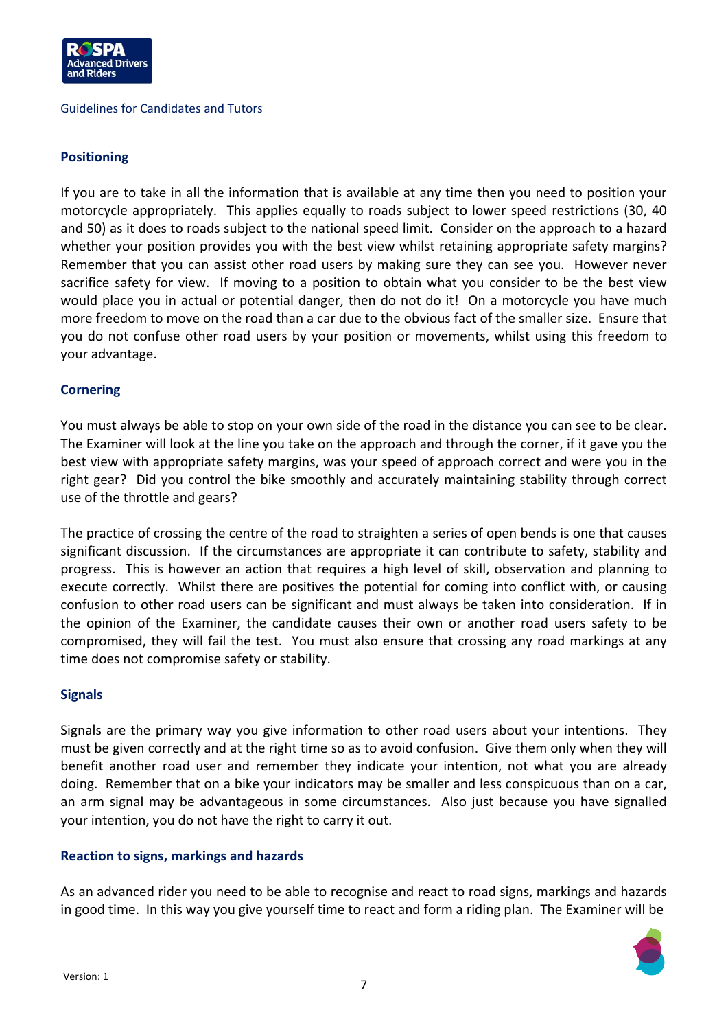## Positioning

If you are to take in all the information that is available at any time then you need to position your motorcycle appropriately. This applies equally to roads subject to lower speed restrictions (30, 40 and 50) as it does to roads subject to the national speed limit. Consider on the approach to a hazard whether your position provides you with the best view whilst retaining appropriate safety margins? Remember that you can assist other road users by making sure they can see you. However never sacrifice safety for view. If moving to a position to obtain what you consider to be the best view would place you in actual or potential danger, then do not do it! On a motorcycle you have much more freedom to move on the road than a car due to the obvious fact of the smaller size. Ensure that you do not confuse other road users by your position or movements, whilst using this freedom to your advantage.

## Cornering

You must always be able to stop on your own side of the road in the distance you can see to be clear. The Examiner will look at the line you take on the approach and through the corner, if it gave you the best view with appropriate safety margins, was your speed of approach correct and were you in the right gear? Did you control the bike smoothly and accurately maintaining stability through correct use of the throttle and gears?

The practice of crossing the centre of the road to straighten a series of open bends is one that causes significant discussion. If the circumstances are appropriate it can contribute to safety, stability and progress. This is however an action that requires a high level of skill, observation and planning to execute correctly. Whilst there are positives the potential for coming into conflict with, or causing confusion to other road users can be significant and must always be taken into consideration. If in the opinion of the Examiner, the candidate causes their own or another road users safety to be compromised, they will fail the test. You must also ensure that crossing any road markings at any time does not compromise safety or stability.

## Signals

Signals are the primary way you give information to other road users about your intentions. They must be given correctly and at the right time so as to avoid confusion. Give them only when they will benefit another road user and remember they indicate your intention, not what you are already doing. Remember that on a bike your indicators may be smaller and less conspicuous than on a car, an arm signal may be advantageous in some circumstances. Also just because you have signalled your intention, you do not have the right to carry it out.

## Reaction to signs, markings and hazards

As an advanced rider you need to be able to recognise and react to road signs, markings and hazards in good time. In this way you give yourself time to react and form a riding plan. The Examiner will be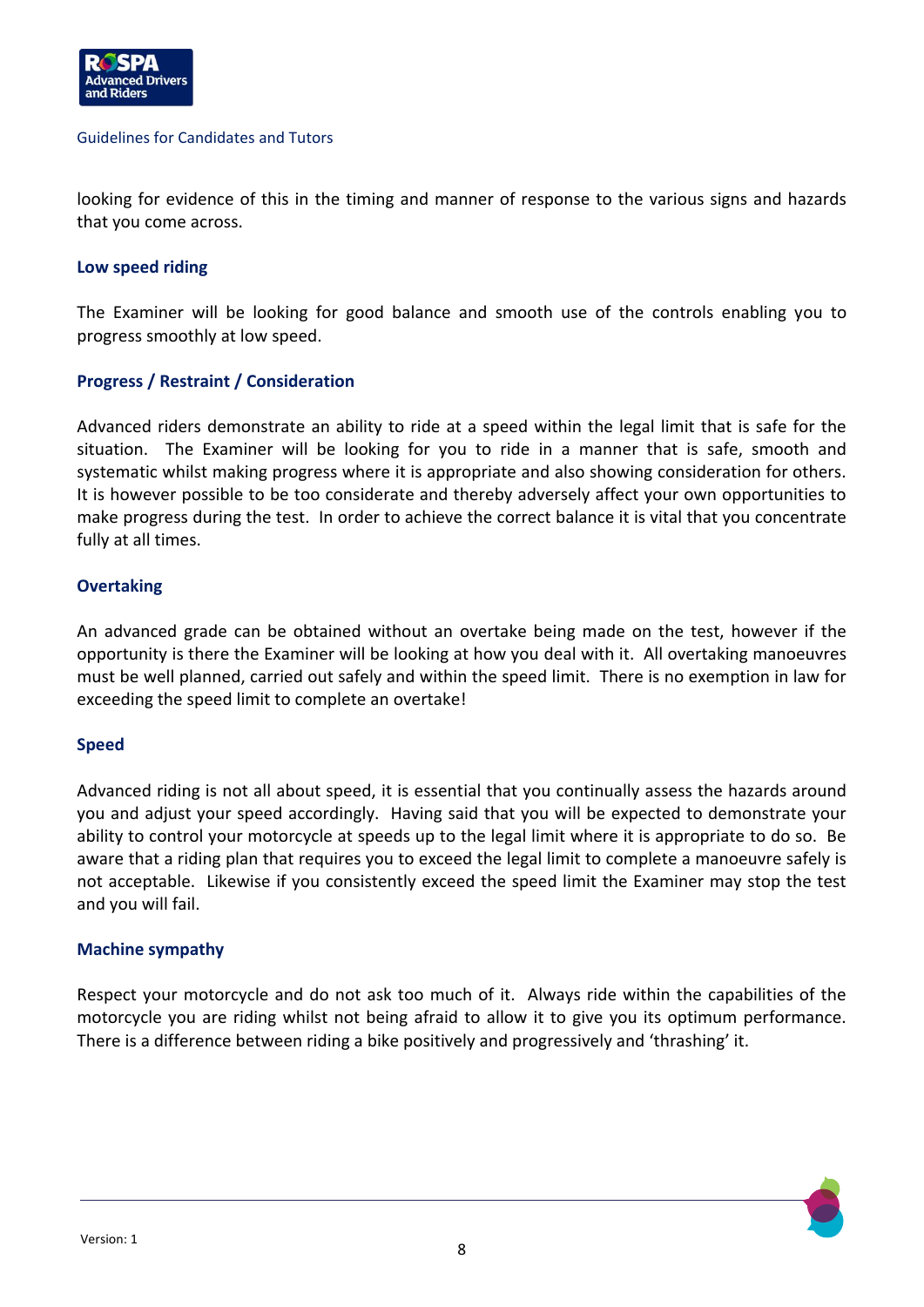looking for evidence of this in the timing and manner of response to the various signs and hazards that you come across.

### Low speed riding

The Examiner will be looking for good balance and smooth use of the controls enabling you to progress smoothly at low speed.

### Progress / Restraint / Consideration

Advanced riders demonstrate an ability to ride at a speed within the legal limit that is safe for the situation. The Examiner will be looking for you to ride in a manner that is safe, smooth and systematic whilst making progress where it is appropriate and also showing consideration for others. It is however possible to be too considerate and thereby adversely affect your own opportunities to make progress during the test. In order to achieve the correct balance it is vital that you concentrate fully at all times.

### Overtaking

An advanced grade can be obtained without an overtake being made on the test, however if the opportunity is there the Examiner will be looking at how you deal with it. All overtaking manoeuvres must be well planned, carried out safely and within the speed limit. There is no exemption in law for exceeding the speed limit to complete an overtake!

### Speed

Advanced riding is not all about speed, it is essential that you continually assess the hazards around you and adjust your speed accordingly. Having said that you will be expected to demonstrate your ability to control your motorcycle at speeds up to the legal limit where it is appropriate to do so. Be aware that a riding plan that requires you to exceed the legal limit to complete a manoeuvre safely is not acceptable. Likewise if you consistently exceed the speed limit the Examiner may stop the test and you will fail.

### Machine sympathy

Respect your motorcycle and do not ask too much of it. Always ride within the capabilities of the motorcycle you are riding whilst not being afraid to allow it to give you its optimum performance. There is a difference between riding a bike positively and progressively and 'thrashing' it.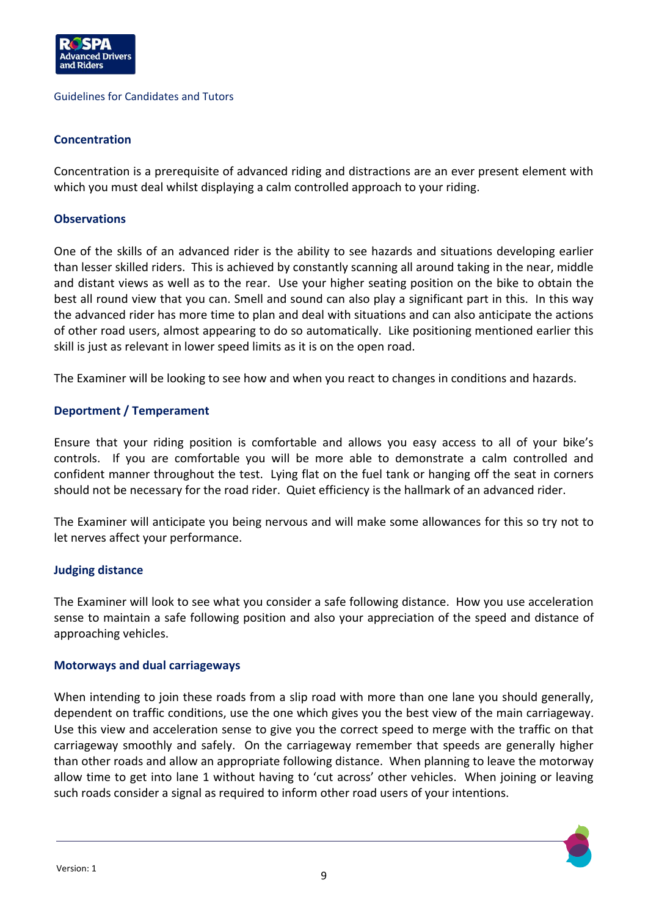## Concentration

Concentration is a prerequisite of advanced riding and distractions are an ever present element with which you must deal whilst displaying a calm controlled approach to your riding.

## Observations

One of the skills of an advanced rider is the ability to see hazards and situations developing earlier than lesser skilled riders. This is achieved by constantly scanning all around taking in the near, middle and distant views as well as to the rear. Use your higher seating position on the bike to obtain the best all round view that you can. Smell and sound can also play a significant part in this. In this way the advanced rider has more time to plan and deal with situations and can also anticipate the actions of other road users, almost appearing to do so automatically. Like positioning mentioned earlier this skill is just as relevant in lower speed limits as it is on the open road.

The Examiner will be looking to see how and when you react to changes in conditions and hazards.

## Deportment / Temperament

Ensure that your riding position is comfortable and allows you easy access to all of your bike's controls. If you are comfortable you will be more able to demonstrate a calm controlled and confident manner throughout the test. Lying flat on the fuel tank or hanging off the seat in corners should not be necessary for the road rider. Quiet efficiency is the hallmark of an advanced rider.

The Examiner will anticipate you being nervous and will make some allowances for this so try not to let nerves affect your performance.

## Judging distance

The Examiner will look to see what you consider a safe following distance. How you use acceleration sense to maintain a safe following position and also your appreciation of the speed and distance of approaching vehicles.

## Motorways and dual carriageways

When intending to join these roads from a slip road with more than one lane you should generally, dependent on traffic conditions, use the one which gives you the best view of the main carriageway. Use this view and acceleration sense to give you the correct speed to merge with the traffic on that carriageway smoothly and safely. On the carriageway remember that speeds are generally higher than other roads and allow an appropriate following distance. When planning to leave the motorway allow time to get into lane 1 without having to 'cut across' other vehicles. When joining or leaving such roads consider a signal as required to inform other road users of your intentions.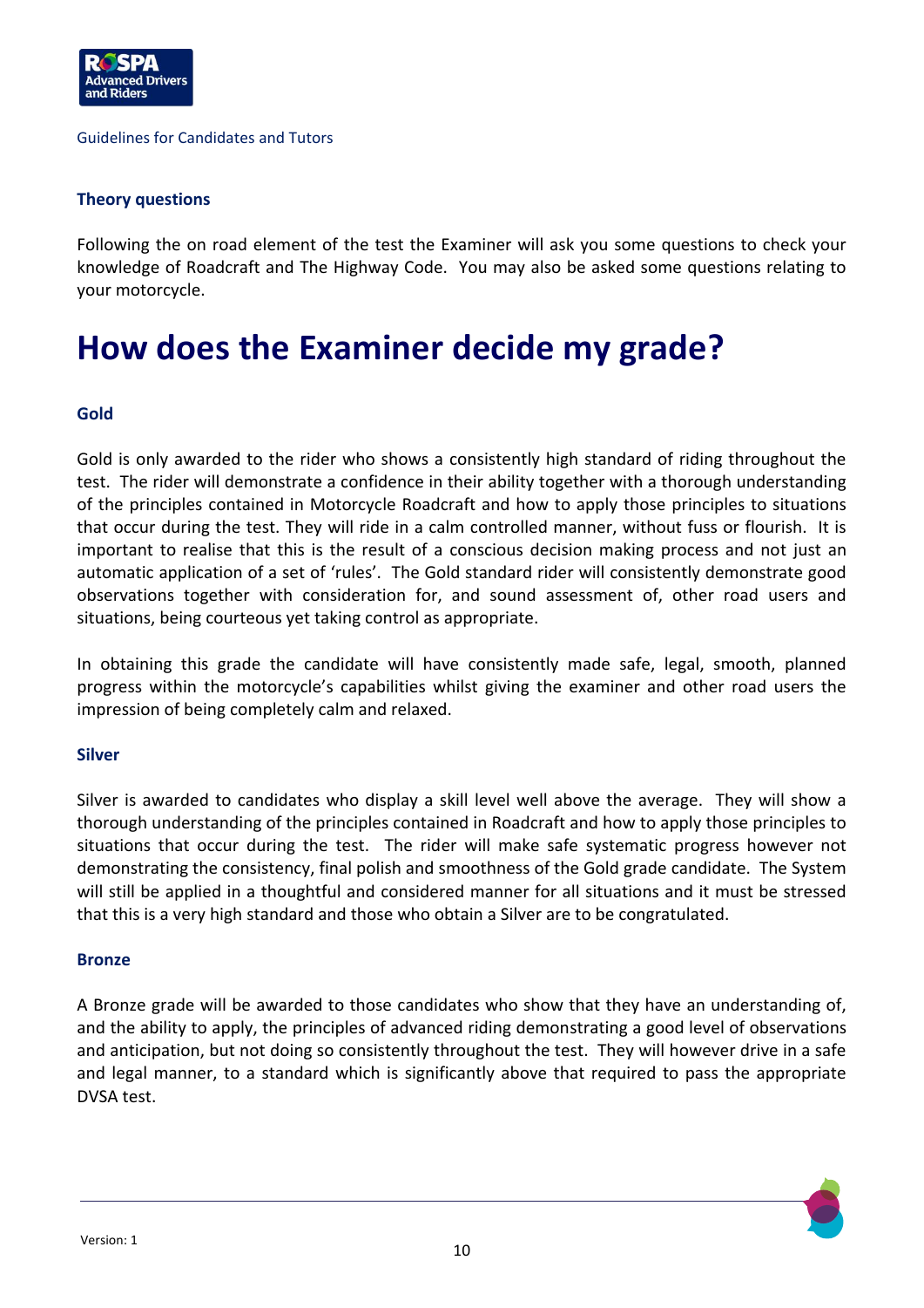### Theory questions

Following the on road element of the test the Examiner will ask you some questions to check your knowledge of Roadcraft and The Highway Code. You may also be asked some questions relating to your motorcycle.

# How does the Examiner decide my grade?

### Gold

Gold is only awarded to the rider who shows a consistently high standard of riding throughout the test. The rider will demonstrate a confidence in their ability together with a thorough understanding of the principles contained in Motorcycle Roadcraft and how to apply those principles to situations that occur during the test. They will ride in a calm controlled manner, without fuss or flourish. It is important to realise that this is the result of a conscious decision making process and not just an automatic application of a set of 'rules'. The Gold standard rider will consistently demonstrate good observations together with consideration for, and sound assessment of, other road users and situations, being courteous yet taking control as appropriate.

In obtaining this grade the candidate will have consistently made safe, legal, smooth, planned progress within the motorcycle's capabilities whilst giving the examiner and other road users the impression of being completely calm and relaxed.

### Silver

Silver is awarded to candidates who display a skill level well above the average. They will show a thorough understanding of the principles contained in Roadcraft and how to apply those principles to situations that occur during the test. The rider will make safe systematic progress however not demonstrating the consistency, final polish and smoothness of the Gold grade candidate. The System will still be applied in a thoughtful and considered manner for all situations and it must be stressed that this is a very high standard and those who obtain a Silver are to be congratulated.

### Bronze

A Bronze grade will be awarded to those candidates who show that they have an understanding of, and the ability to apply, the principles of advanced riding demonstrating a good level of observations and anticipation, but not doing so consistently throughout the test. They will however drive in a safe and legal manner, to a standard which is significantly above that required to pass the appropriate DVSA test.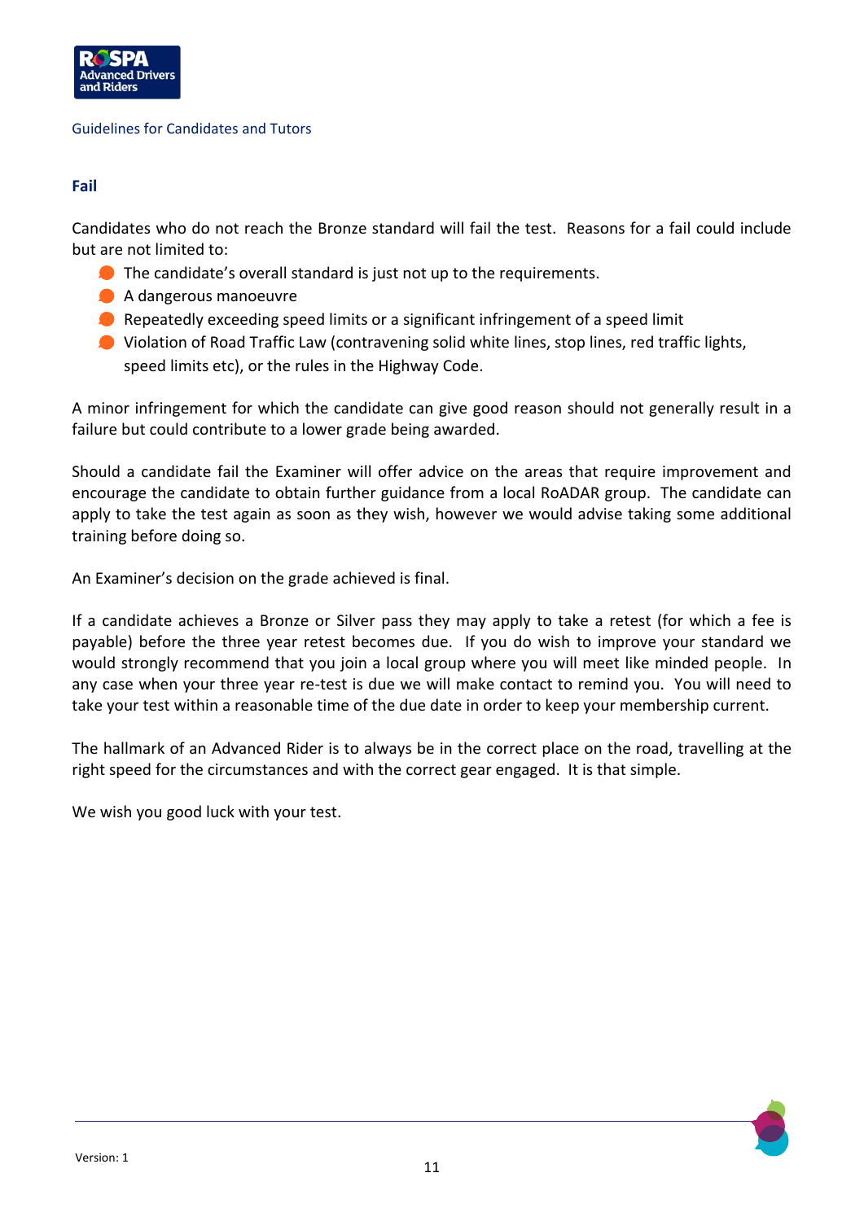## Fail

Candidates who do not reach the Bronze standard will fail the test. Reasons for a fail could include but are not limited to:

- The candidate's overall standard is just not up to the requirements.
- A dangerous manoeuvre
- Repeatedly exceeding speed limits or a significant infringement of a speed limit
- Violation of Road Traffic Law (contravening solid white lines, stop lines, red traffic lights, speed limits etc), or the rules in the Highway Code.

A minor infringement for which the candidate can give good reason should not generally result in a failure but could contribute to a lower grade being awarded.

Should a candidate fail the Examiner will offer advice on the areas that require improvement and encourage the candidate to obtain further guidance from a local RoADAR group. The candidate can apply to take the test again as soon as they wish, however we would advise taking some additional training before doing so.

An Examiner's decision on the grade achieved is final.

If a candidate achieves a Bronze or Silver pass they may apply to take a retest (for which a fee is payable) before the three year retest becomes due. If you do wish to improve your standard we would strongly recommend that you join a local group where you will meet like minded people. In any case when your three year re-test is due we will make contact to remind you. You will need to take your test within a reasonable time of the due date in order to keep your membership current.

The hallmark of an Advanced Rider is to always be in the correct place on the road, travelling at the right speed for the circumstances and with the correct gear engaged. It is that simple.

We wish you good luck with your test.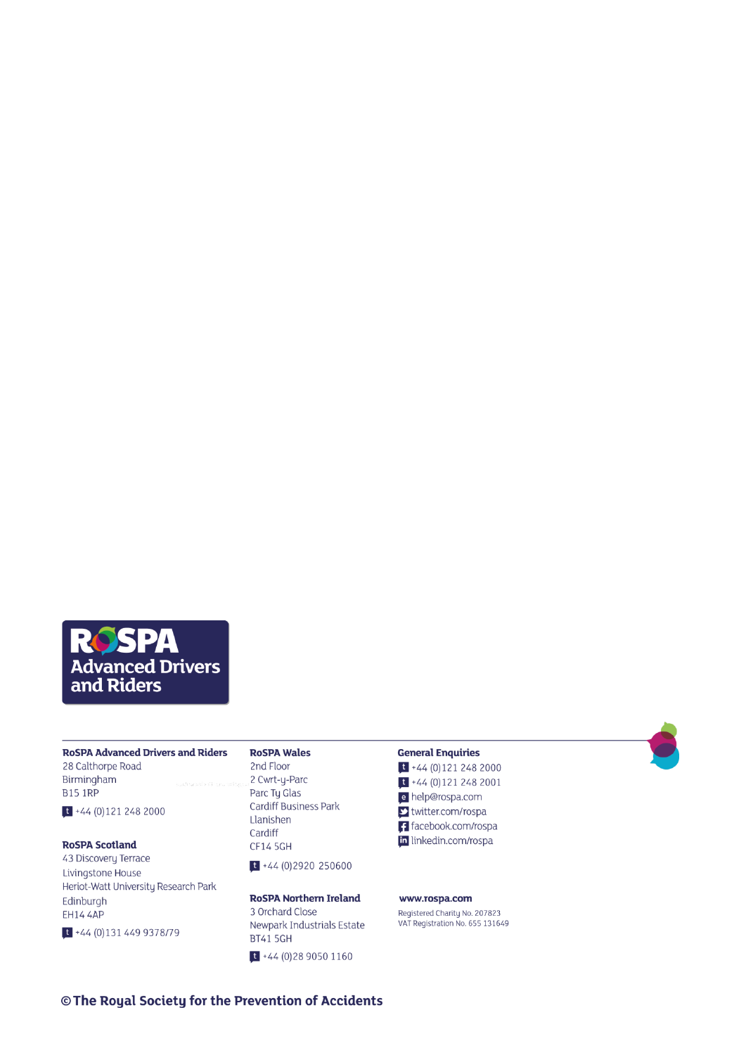RoSPA Advanced Drivers and Riders

**RoSPA Advanced Drivers and Riders**
28 Calthorpe Road
Birmingham
B15 1RP

t +44 (0)121 248 2000

**RoSPA Scotland**
43 Discovery Terrace
Livingstone House
Heriot-Watt University Research Park
Edinburgh
EH14 4AP

t +44 (0)131 449 9378/79

**RoSPA Wales**
2nd Floor
2 Cwrt-y-Parc
Parc Ty Glas
Cardiff Business Park
Llanishen
Cardiff
CF14 5GH

t +44 (0)2920 250600

**RoSPA Northern Ireland**
3 Orchard Close
Newpark Industrials Estate
BT41 5GH

t +44 (0)28 9050 1160

**General Enquiries**
t +44 (0)121 248 2000
t +44 (0)121 248 2001
e help@rospa.com
twitter.com/rospa
facebook.com/rospa
linkedin.com/rospa

**www.rospa.com**
Registered Charity No. 207823
VAT Registration No. 655 131649

**© The Royal Society for the Prevention of Accidents**